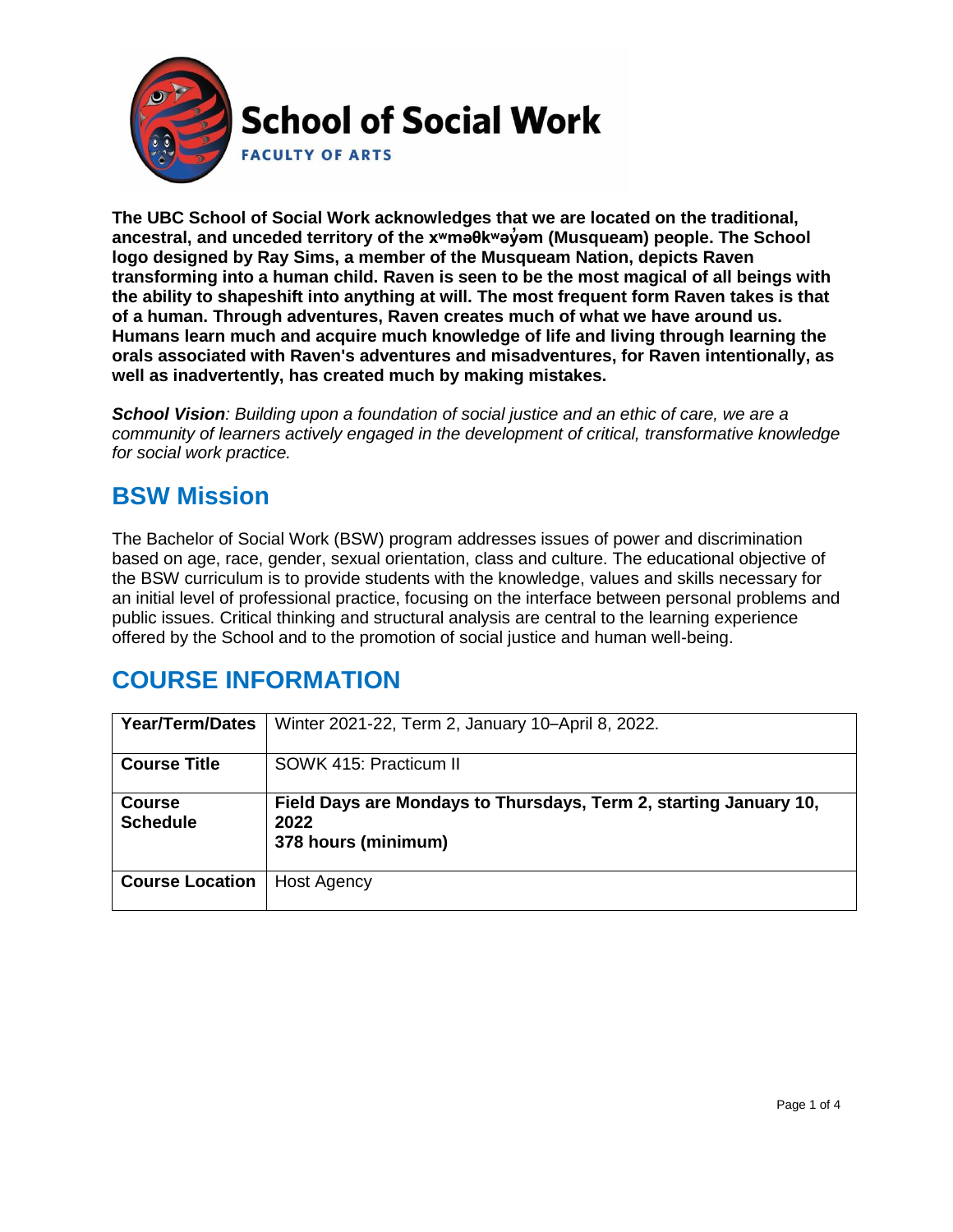**School of Social Work**

**FACULTY OF ARTS**

**The UBC School of Social Work acknowledges that we are located on the traditional, ancestral, and unceded territory of the xʷməθkʷəy̓əm (Musqueam) people. The School logo designed by Ray Sims, a member of the Musqueam Nation, depicts Raven transforming into a human child. Raven is seen to be the most magical of all beings with the ability to shapeshift into anything at will. The most frequent form Raven takes is that of a human. Through adventures, Raven creates much of what we have around us. Humans learn much and acquire much knowledge of life and living through learning the orals associated with Raven's adventures and misadventures, for Raven intentionally, as well as inadvertently, has created much by making mistakes.**

***School Vision**: Building upon a foundation of social justice and an ethic of care, we are a community of learners actively engaged in the development of critical, transformative knowledge for social work practice.*

## BSW Mission

The Bachelor of Social Work (BSW) program addresses issues of power and discrimination based on age, race, gender, sexual orientation, class and culture. The educational objective of the BSW curriculum is to provide students with the knowledge, values and skills necessary for an initial level of professional practice, focusing on the interface between personal problems and public issues. Critical thinking and structural analysis are central to the learning experience offered by the School and to the promotion of social justice and human well-being.

## COURSE INFORMATION

| **Year/Term/Dates** | Winter 2021-22, Term 2, January 10–April 8, 2022. |
|---|---|
| **Course Title** | SOWK 415: Practicum II |
| **Course Schedule** | **Field Days are Mondays to Thursdays, Term 2, starting January 10, 2022**<br>**378 hours (minimum)** |
| **Course Location** | Host Agency |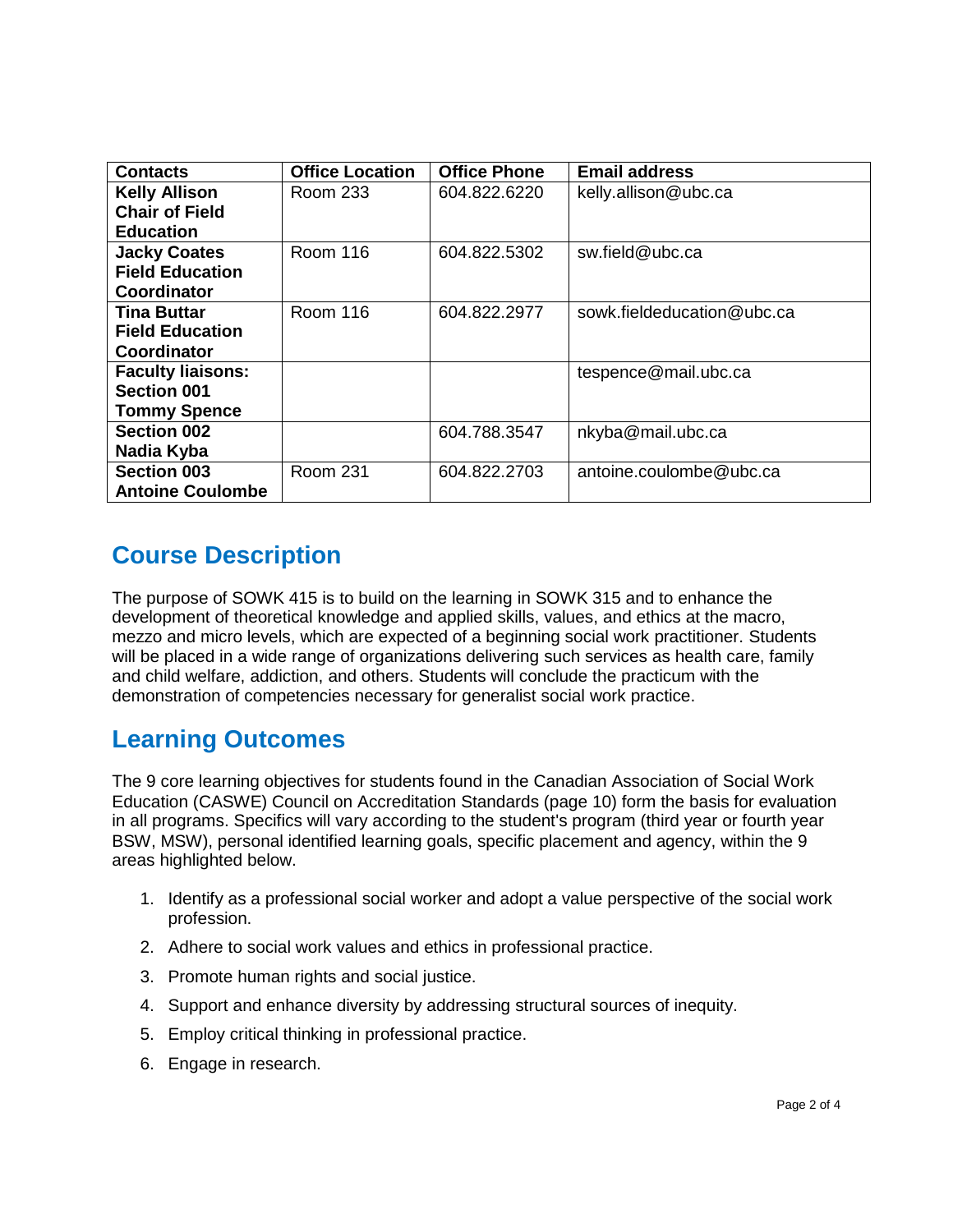| Contacts | Office Location | Office Phone | Email address |
|---|---|---|---|
| **Kelly Allison Chair of Field Education** | Room 233 | 604.822.6220 | kelly.allison@ubc.ca |
| **Jacky Coates Field Education Coordinator** | Room 116 | 604.822.5302 | sw.field@ubc.ca |
| **Tina Buttar Field Education Coordinator** | Room 116 | 604.822.2977 | sowk.fieldeducation@ubc.ca |
| **Faculty liaisons: Section 001 Tommy Spence** | | | tespence@mail.ubc.ca |
| **Section 002 Nadia Kyba** | | 604.788.3547 | nkyba@mail.ubc.ca |
| **Section 003 Antoine Coulombe** | Room 231 | 604.822.2703 | antoine.coulombe@ubc.ca |

## Course Description

The purpose of SOWK 415 is to build on the learning in SOWK 315 and to enhance the development of theoretical knowledge and applied skills, values, and ethics at the macro, mezzo and micro levels, which are expected of a beginning social work practitioner. Students will be placed in a wide range of organizations delivering such services as health care, family and child welfare, addiction, and others. Students will conclude the practicum with the demonstration of competencies necessary for generalist social work practice.

## Learning Outcomes

The 9 core learning objectives for students found in the Canadian Association of Social Work Education (CASWE) Council on Accreditation Standards (page 10) form the basis for evaluation in all programs. Specifics will vary according to the student's program (third year or fourth year BSW, MSW), personal identified learning goals, specific placement and agency, within the 9 areas highlighted below.

1. Identify as a professional social worker and adopt a value perspective of the social work profession.
2. Adhere to social work values and ethics in professional practice.
3. Promote human rights and social justice.
4. Support and enhance diversity by addressing structural sources of inequity.
5. Employ critical thinking in professional practice.
6. Engage in research.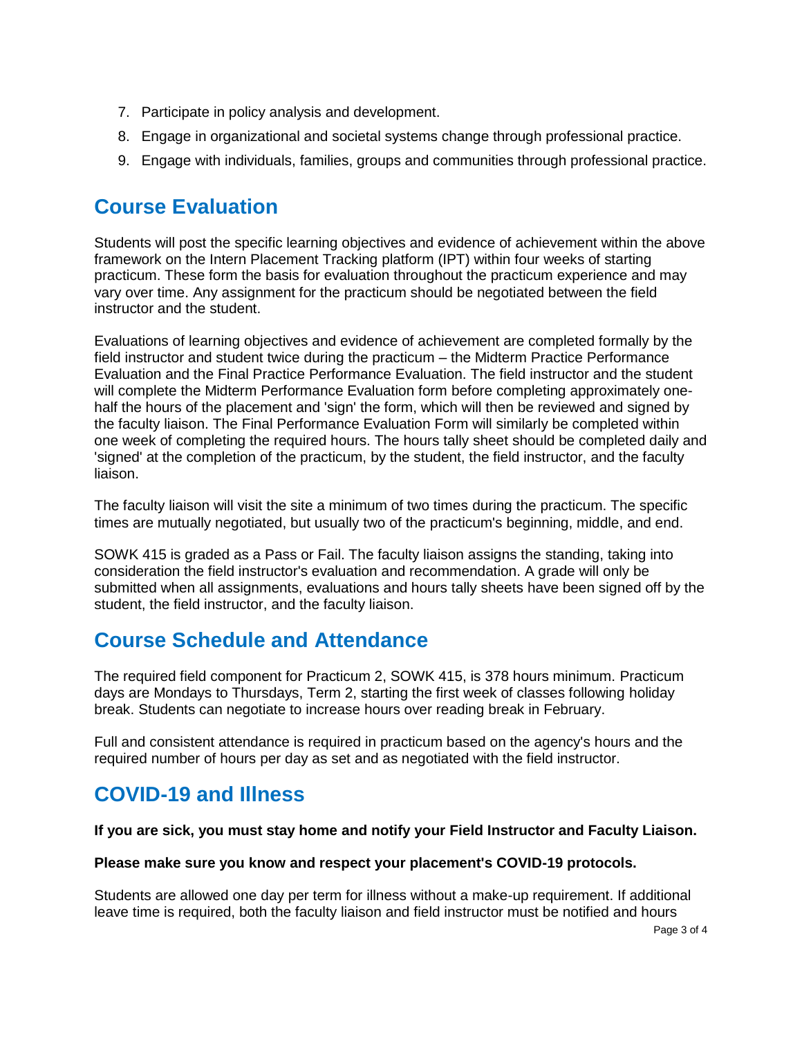7. Participate in policy analysis and development.
8. Engage in organizational and societal systems change through professional practice.
9. Engage with individuals, families, groups and communities through professional practice.

## Course Evaluation

Students will post the specific learning objectives and evidence of achievement within the above framework on the Intern Placement Tracking platform (IPT) within four weeks of starting practicum. These form the basis for evaluation throughout the practicum experience and may vary over time. Any assignment for the practicum should be negotiated between the field instructor and the student.

Evaluations of learning objectives and evidence of achievement are completed formally by the field instructor and student twice during the practicum – the Midterm Practice Performance Evaluation and the Final Practice Performance Evaluation. The field instructor and the student will complete the Midterm Performance Evaluation form before completing approximately one-half the hours of the placement and 'sign' the form, which will then be reviewed and signed by the faculty liaison. The Final Performance Evaluation Form will similarly be completed within one week of completing the required hours. The hours tally sheet should be completed daily and 'signed' at the completion of the practicum, by the student, the field instructor, and the faculty liaison.

The faculty liaison will visit the site a minimum of two times during the practicum. The specific times are mutually negotiated, but usually two of the practicum's beginning, middle, and end.

SOWK 415 is graded as a Pass or Fail. The faculty liaison assigns the standing, taking into consideration the field instructor's evaluation and recommendation. A grade will only be submitted when all assignments, evaluations and hours tally sheets have been signed off by the student, the field instructor, and the faculty liaison.

## Course Schedule and Attendance

The required field component for Practicum 2, SOWK 415, is 378 hours minimum. Practicum days are Mondays to Thursdays, Term 2, starting the first week of classes following holiday break. Students can negotiate to increase hours over reading break in February.

Full and consistent attendance is required in practicum based on the agency's hours and the required number of hours per day as set and as negotiated with the field instructor.

## COVID-19 and Illness

**If you are sick, you must stay home and notify your Field Instructor and Faculty Liaison.**

**Please make sure you know and respect your placement's COVID-19 protocols.**

Students are allowed one day per term for illness without a make-up requirement. If additional leave time is required, both the faculty liaison and field instructor must be notified and hours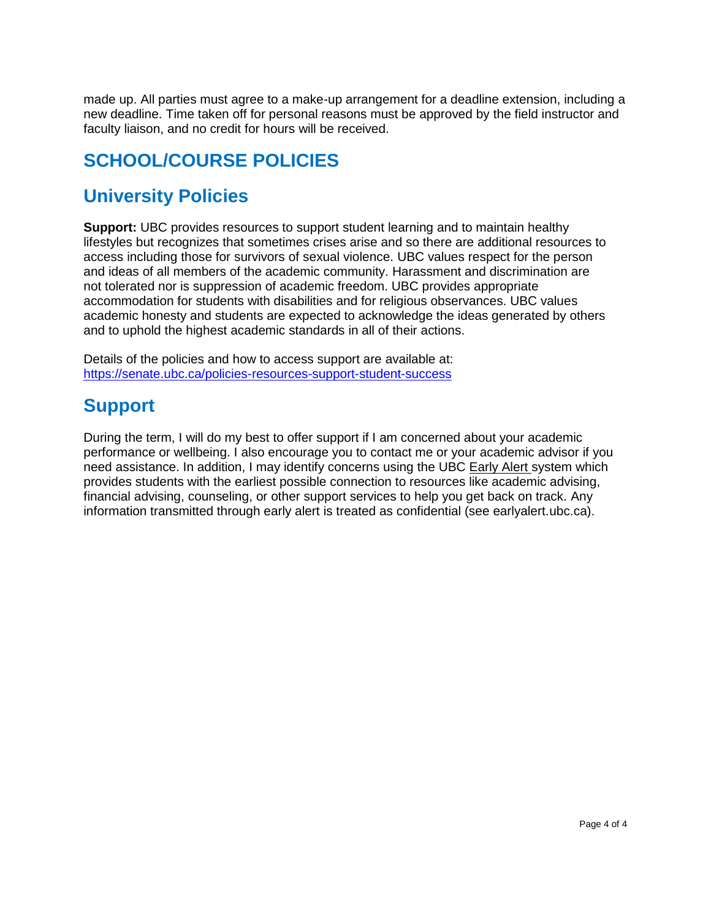made up. All parties must agree to a make-up arrangement for a deadline extension, including a new deadline. Time taken off for personal reasons must be approved by the field instructor and faculty liaison, and no credit for hours will be received.

# SCHOOL/COURSE POLICIES

## University Policies

**Support:** UBC provides resources to support student learning and to maintain healthy lifestyles but recognizes that sometimes crises arise and so there are additional resources to access including those for survivors of sexual violence. UBC values respect for the person and ideas of all members of the academic community. Harassment and discrimination are not tolerated nor is suppression of academic freedom. UBC provides appropriate accommodation for students with disabilities and for religious observances. UBC values academic honesty and students are expected to acknowledge the ideas generated by others and to uphold the highest academic standards in all of their actions.

Details of the policies and how to access support are available at:
[https://senate.ubc.ca/policies-resources-support-student-success](https://senate.ubc.ca/policies-resources-support-student-success)

## Support

During the term, I will do my best to offer support if I am concerned about your academic performance or wellbeing. I also encourage you to contact me or your academic advisor if you need assistance. In addition, I may identify concerns using the UBC Early Alert system which provides students with the earliest possible connection to resources like academic advising, financial advising, counseling, or other support services to help you get back on track. Any information transmitted through early alert is treated as confidential (see earlyalert.ubc.ca).